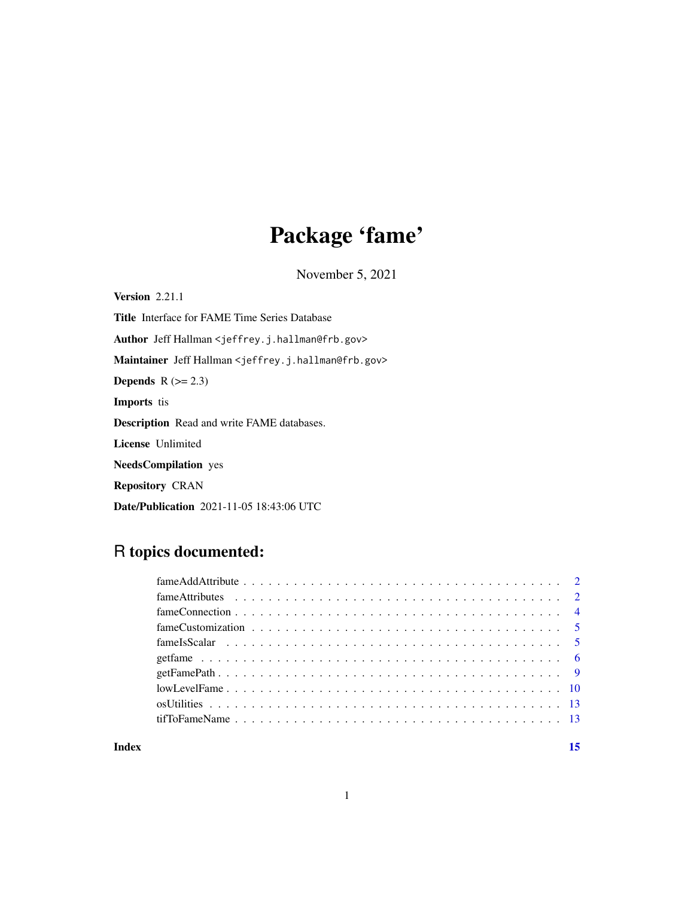# Package 'fame'

November 5, 2021

**Version** 2.21.1

**Title** Interface for FAME Time Series Database

**Author** Jeff Hallman <jeffrey.j.hallman@frb.gov>

**Maintainer** Jeff Hallman <jeffrey.j.hallman@frb.gov>

**Depends** R (>= 2.3)

**Imports** tis

**Description** Read and write FAME databases.

**License** Unlimited

**NeedsCompilation** yes

**Repository** CRAN

**Date/Publication** 2021-11-05 18:43:06 UTC

## R topics documented:

- fameAddAttribute . . . . . . . . . . . . . . . . . . . . . . . . . . . . . . . . . . . . 2
- fameAttributes . . . . . . . . . . . . . . . . . . . . . . . . . . . . . . . . . . . . . . 2
- fameConnection . . . . . . . . . . . . . . . . . . . . . . . . . . . . . . . . . . . . . . 4
- fameCustomization . . . . . . . . . . . . . . . . . . . . . . . . . . . . . . . . . . . . 5
- fameIsScalar . . . . . . . . . . . . . . . . . . . . . . . . . . . . . . . . . . . . . . . 5
- getfame . . . . . . . . . . . . . . . . . . . . . . . . . . . . . . . . . . . . . . . . . . 6
- getFamePath . . . . . . . . . . . . . . . . . . . . . . . . . . . . . . . . . . . . . . . 9
- lowLevelFame . . . . . . . . . . . . . . . . . . . . . . . . . . . . . . . . . . . . . . 10
- osUtilities . . . . . . . . . . . . . . . . . . . . . . . . . . . . . . . . . . . . . . . . 13
- tifToFameName . . . . . . . . . . . . . . . . . . . . . . . . . . . . . . . . . . . . . . 13

**Index** **15**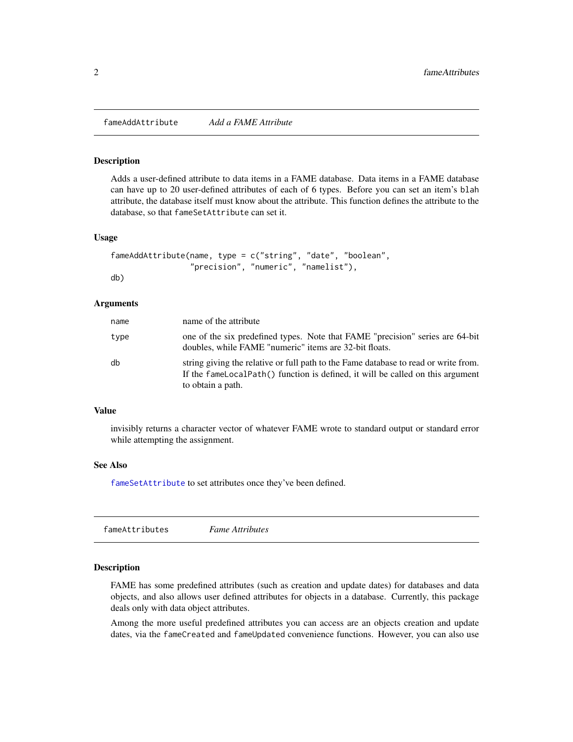## fameAddAttribute — *Add a FAME Attribute*

### Description

Adds a user-defined attribute to data items in a FAME database. Data items in a FAME database can have up to 20 user-defined attributes of each of 6 types. Before you can set an item's `blah` attribute, the database itself must know about the attribute. This function defines the attribute to the database, so that `fameSetAttribute` can set it.

### Usage

```
fameAddAttribute(name, type = c("string", "date", "boolean",
                 "precision", "numeric", "namelist"),
db)
```

### Arguments

| | |
|---|---|
| `name` | name of the attribute |
| `type` | one of the six predefined types. Note that FAME "precision" series are 64-bit doubles, while FAME "numeric" items are 32-bit floats. |
| `db` | string giving the relative or full path to the Fame database to read or write from. If the `fameLocalPath()` function is defined, it will be called on this argument to obtain a path. |

### Value

invisibly returns a character vector of whatever FAME wrote to standard output or standard error while attempting the assignment.

### See Also

`fameSetAttribute` to set attributes once they've been defined.

## fameAttributes — *Fame Attributes*

### Description

FAME has some predefined attributes (such as creation and update dates) for databases and data objects, and also allows user defined attributes for objects in a database. Currently, this package deals only with data object attributes.

Among the more useful predefined attributes you can access are an objects creation and update dates, via the `fameCreated` and `fameUpdated` convenience functions. However, you can also use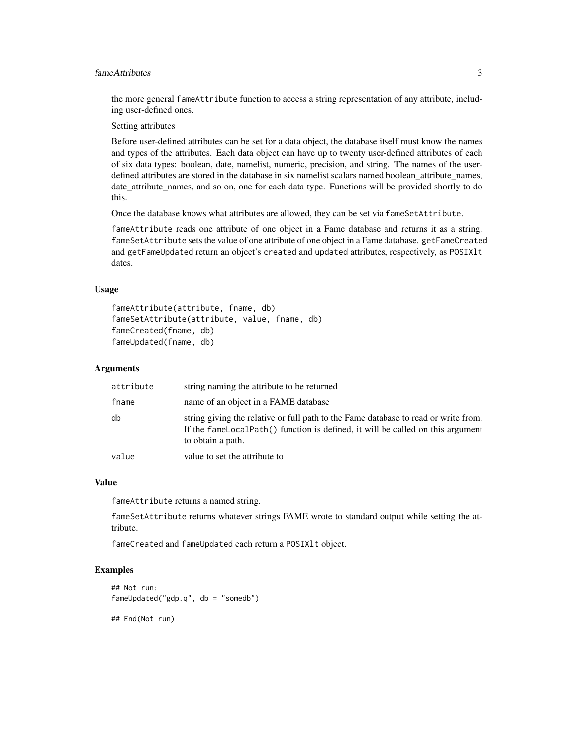the more general `fameAttribute` function to access a string representation of any attribute, including user-defined ones.

Setting attributes

Before user-defined attributes can be set for a data object, the database itself must know the names and types of the attributes. Each data object can have up to twenty user-defined attributes of each of six data types: boolean, date, namelist, numeric, precision, and string. The names of the user-defined attributes are stored in the database in six namelist scalars named boolean_attribute_names, date_attribute_names, and so on, one for each data type. Functions will be provided shortly to do this.

Once the database knows what attributes are allowed, they can be set via `fameSetAttribute`.

`fameAttribute` reads one attribute of one object in a Fame database and returns it as a string. `fameSetAttribute` sets the value of one attribute of one object in a Fame database. `getFameCreated` and `getFameUpdated` return an object's `created` and `updated` attributes, respectively, as `POSIXlt` dates.

### Usage

```
fameAttribute(attribute, fname, db)
fameSetAttribute(attribute, value, fname, db)
fameCreated(fname, db)
fameUpdated(fname, db)
```

### Arguments

| | |
|---|---|
| `attribute` | string naming the attribute to be returned |
| `fname` | name of an object in a FAME database |
| `db` | string giving the relative or full path to the Fame database to read or write from. If the `fameLocalPath()` function is defined, it will be called on this argument to obtain a path. |
| `value` | value to set the attribute to |

### Value

`fameAttribute` returns a named string.

`fameSetAttribute` returns whatever strings FAME wrote to standard output while setting the attribute.

`fameCreated` and `fameUpdated` each return a `POSIXlt` object.

### Examples

```
## Not run:
fameUpdated("gdp.q", db = "somedb")

## End(Not run)
```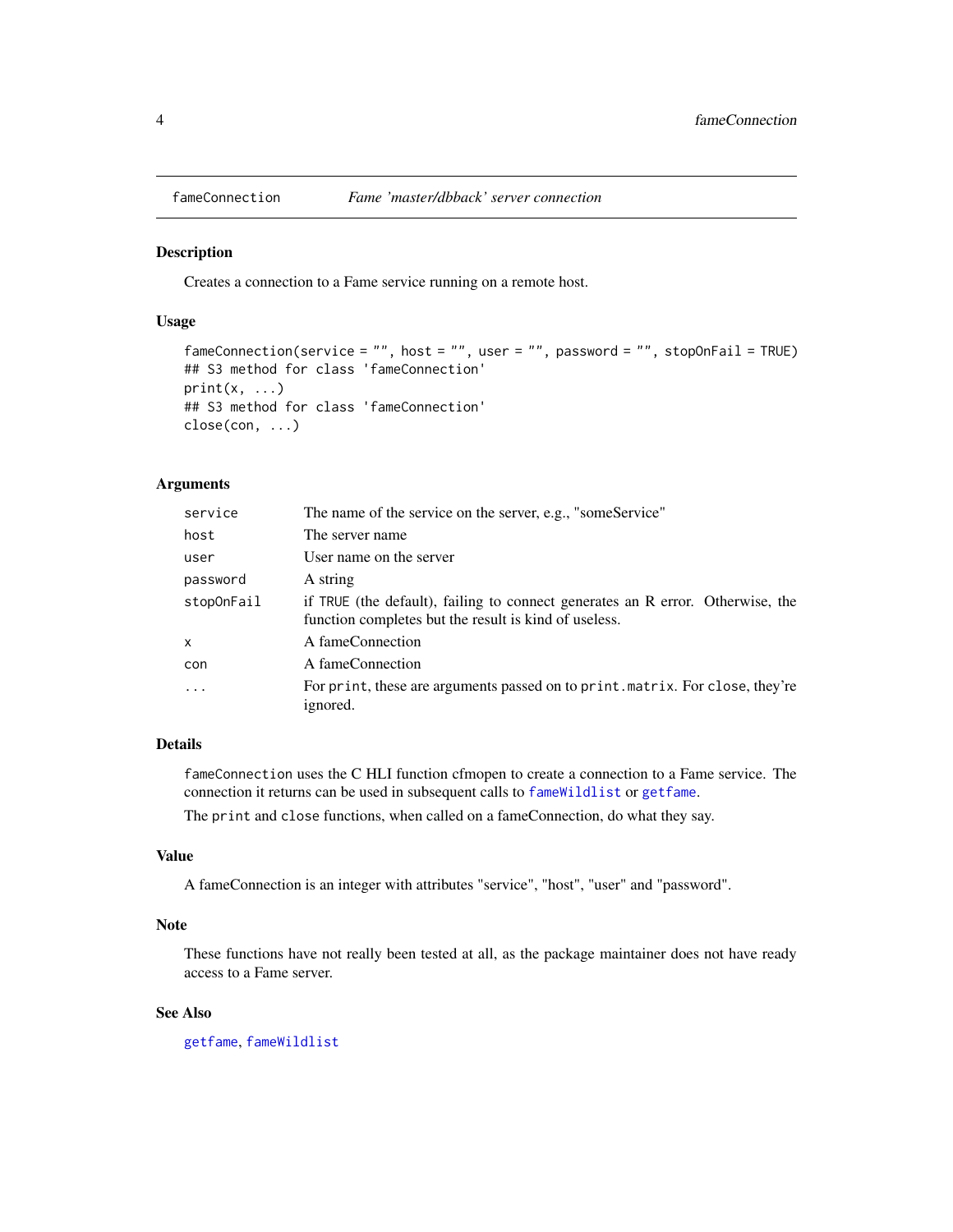| fameConnection | *Fame 'master/dbback' server connection* |
|---|---|

## Description

Creates a connection to a Fame service running on a remote host.

## Usage

```
fameConnection(service = "", host = "", user = "", password = "", stopOnFail = TRUE)
## S3 method for class 'fameConnection'
print(x, ...)
## S3 method for class 'fameConnection'
close(con, ...)
```

## Arguments

| | |
|---|---|
| `service` | The name of the service on the server, e.g., "someService" |
| `host` | The server name |
| `user` | User name on the server |
| `password` | A string |
| `stopOnFail` | if `TRUE` (the default), failing to connect generates an R error. Otherwise, the function completes but the result is kind of useless. |
| `x` | A fameConnection |
| `con` | A fameConnection |
| `...` | For `print`, these are arguments passed on to `print.matrix`. For `close`, they're ignored. |

## Details

`fameConnection` uses the C HLI function cfmopen to create a connection to a Fame service. The connection it returns can be used in subsequent calls to `fameWildlist` or `getfame`.

The `print` and `close` functions, when called on a fameConnection, do what they say.

## Value

A fameConnection is an integer with attributes "service", "host", "user" and "password".

## Note

These functions have not really been tested at all, as the package maintainer does not have ready access to a Fame server.

## See Also

`getfame`, `fameWildlist`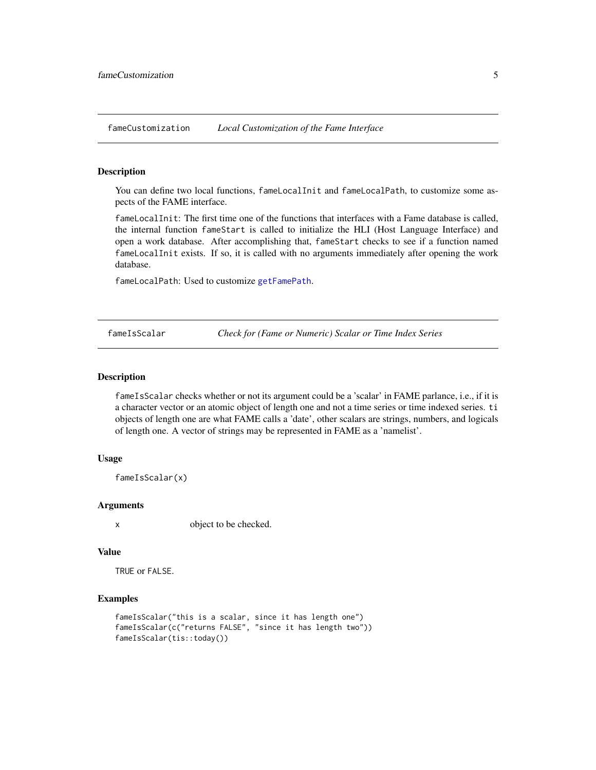## fameCustomization — *Local Customization of the Fame Interface*

### Description

You can define two local functions, `fameLocalInit` and `fameLocalPath`, to customize some aspects of the FAME interface.

`fameLocalInit`: The first time one of the functions that interfaces with a Fame database is called, the internal function `fameStart` is called to initialize the HLI (Host Language Interface) and open a work database. After accomplishing that, `fameStart` checks to see if a function named `fameLocalInit` exists. If so, it is called with no arguments immediately after opening the work database.

`fameLocalPath`: Used to customize `getFamePath`.

## fameIsScalar — *Check for (Fame or Numeric) Scalar or Time Index Series*

### Description

`fameIsScalar` checks whether or not its argument could be a 'scalar' in FAME parlance, i.e., if it is a character vector or an atomic object of length one and not a time series or time indexed series. `ti` objects of length one are what FAME calls a 'date', other scalars are strings, numbers, and logicals of length one. A vector of strings may be represented in FAME as a 'namelist'.

### Usage

```
fameIsScalar(x)
```

### Arguments

| | |
|---|---|
| `x` | object to be checked. |

### Value

`TRUE` or `FALSE`.

### Examples

```
fameIsScalar("this is a scalar, since it has length one")
fameIsScalar(c("returns FALSE", "since it has length two"))
fameIsScalar(tis::today())
```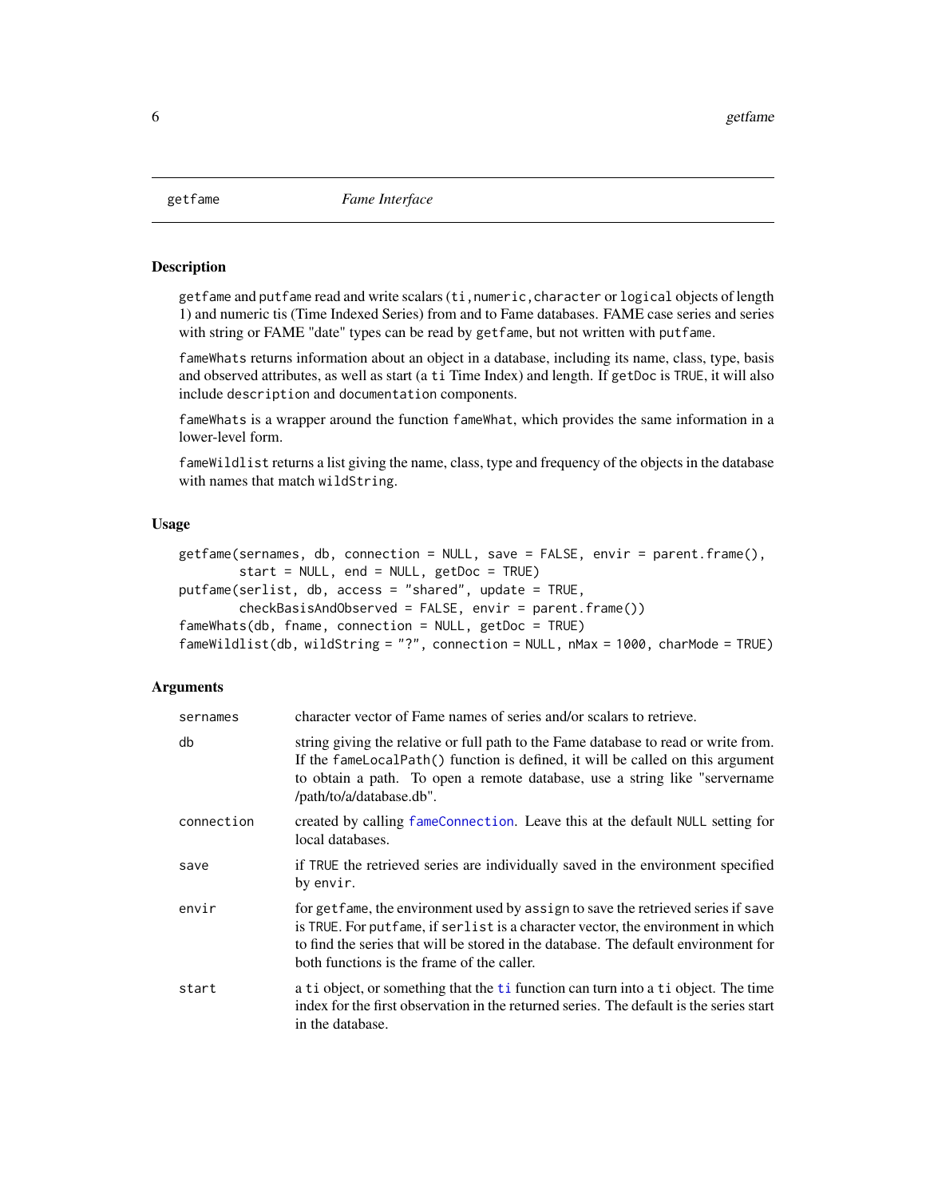getfame *Fame Interface*

## Description

getfame and putfame read and write scalars (ti, numeric, character or logical objects of length 1) and numeric tis (Time Indexed Series) from and to Fame databases. FAME case series and series with string or FAME "date" types can be read by getfame, but not written with putfame.

fameWhats returns information about an object in a database, including its name, class, type, basis and observed attributes, as well as start (a ti Time Index) and length. If getDoc is TRUE, it will also include description and documentation components.

fameWhats is a wrapper around the function fameWhat, which provides the same information in a lower-level form.

fameWildlist returns a list giving the name, class, type and frequency of the objects in the database with names that match wildString.

## Usage

```
getfame(sernames, db, connection = NULL, save = FALSE, envir = parent.frame(),
        start = NULL, end = NULL, getDoc = TRUE)
putfame(serlist, db, access = "shared", update = TRUE,
        checkBasisAndObserved = FALSE, envir = parent.frame())
fameWhats(db, fname, connection = NULL, getDoc = TRUE)
fameWildlist(db, wildString = "?", connection = NULL, nMax = 1000, charMode = TRUE)
```

## Arguments

| | |
|---|---|
| sernames | character vector of Fame names of series and/or scalars to retrieve. |
| db | string giving the relative or full path to the Fame database to read or write from. If the fameLocalPath() function is defined, it will be called on this argument to obtain a path. To open a remote database, use a string like "servername /path/to/a/database.db". |
| connection | created by calling fameConnection. Leave this at the default NULL setting for local databases. |
| save | if TRUE the retrieved series are individually saved in the environment specified by envir. |
| envir | for getfame, the environment used by assign to save the retrieved series if save is TRUE. For putfame, if serlist is a character vector, the environment in which to find the series that will be stored in the database. The default environment for both functions is the frame of the caller. |
| start | a ti object, or something that the ti function can turn into a ti object. The time index for the first observation in the returned series. The default is the series start in the database. |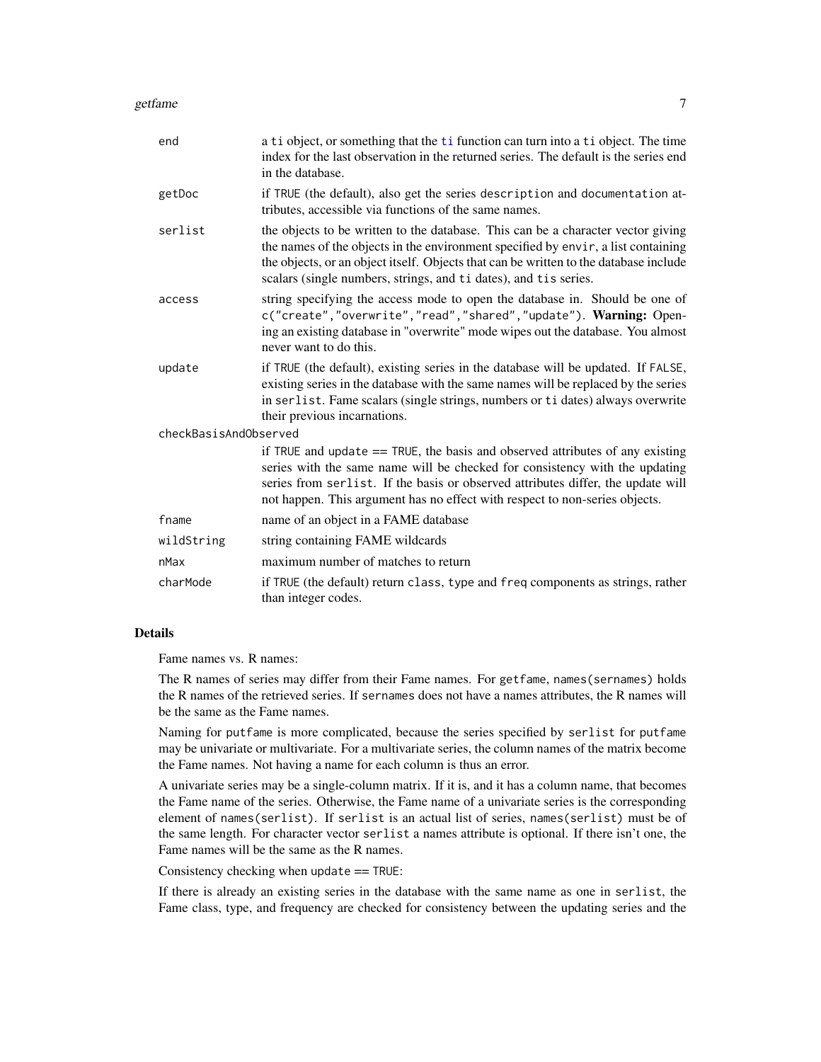| | |
|---|---|
| end | a ti object, or something that the ti function can turn into a ti object. The time index for the last observation in the returned series. The default is the series end in the database. |
| getDoc | if TRUE (the default), also get the series description and documentation attributes, accessible via functions of the same names. |
| serlist | the objects to be written to the database. This can be a character vector giving the names of the objects in the environment specified by envir, a list containing the objects, or an object itself. Objects that can be written to the database include scalars (single numbers, strings, and ti dates), and tis series. |
| access | string specifying the access mode to open the database in. Should be one of c("create","overwrite","read","shared","update"). **Warning:** Opening an existing database in "overwrite" mode wipes out the database. You almost never want to do this. |
| update | if TRUE (the default), existing series in the database will be updated. If FALSE, existing series in the database with the same names will be replaced by the series in serlist. Fame scalars (single strings, numbers or ti dates) always overwrite their previous incarnations. |
| checkBasisAndObserved | if TRUE and update == TRUE, the basis and observed attributes of any existing series with the same name will be checked for consistency with the updating series from serlist. If the basis or observed attributes differ, the update will not happen. This argument has no effect with respect to non-series objects. |
| fname | name of an object in a FAME database |
| wildString | string containing FAME wildcards |
| nMax | maximum number of matches to return |
| charMode | if TRUE (the default) return class, type and freq components as strings, rather than integer codes. |

## Details

Fame names vs. R names:

The R names of series may differ from their Fame names. For getfame, names(sernames) holds the R names of the retrieved series. If sernames does not have a names attributes, the R names will be the same as the Fame names.

Naming for putfame is more complicated, because the series specified by serlist for putfame may be univariate or multivariate. For a multivariate series, the column names of the matrix become the Fame names. Not having a name for each column is thus an error.

A univariate series may be a single-column matrix. If it is, and it has a column name, that becomes the Fame name of the series. Otherwise, the Fame name of a univariate series is the corresponding element of names(serlist). If serlist is an actual list of series, names(serlist) must be of the same length. For character vector serlist a names attribute is optional. If there isn't one, the Fame names will be the same as the R names.

Consistency checking when update == TRUE:

If there is already an existing series in the database with the same name as one in serlist, the Fame class, type, and frequency are checked for consistency between the updating series and the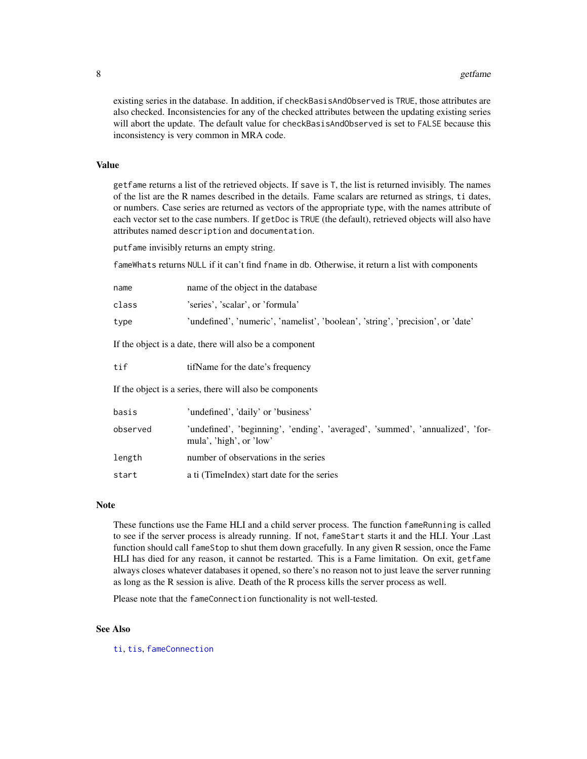existing series in the database. In addition, if `checkBasisAndObserved` is `TRUE`, those attributes are also checked. Inconsistencies for any of the checked attributes between the updating existing series will abort the update. The default value for `checkBasisAndObserved` is set to `FALSE` because this inconsistency is very common in MRA code.

## Value

`getfame` returns a list of the retrieved objects. If `save` is `T`, the list is returned invisibly. The names of the list are the R names described in the details. Fame scalars are returned as strings, `ti` dates, or numbers. Case series are returned as vectors of the appropriate type, with the names attribute of each vector set to the case numbers. If `getDoc` is `TRUE` (the default), retrieved objects will also have attributes named `description` and `documentation`.

`putfame` invisibly returns an empty string.

`fameWhats` returns `NULL` if it can't find `fname` in `db`. Otherwise, it return a list with components

| | |
|---|---|
| `name` | name of the object in the database |
| `class` | 'series', 'scalar', or 'formula' |
| `type` | 'undefined', 'numeric', 'namelist', 'boolean', 'string', 'precision', or 'date' |

If the object is a date, there will also be a component

| | |
|---|---|
| `tif` | tifName for the date's frequency |

If the object is a series, there will also be components

| | |
|---|---|
| `basis` | 'undefined', 'daily' or 'business' |
| `observed` | 'undefined', 'beginning', 'ending', 'averaged', 'summed', 'annualized', 'formula', 'high', or 'low' |
| `length` | number of observations in the series |
| `start` | a ti (TimeIndex) start date for the series |

## Note

These functions use the Fame HLI and a child server process. The function `fameRunning` is called to see if the server process is already running. If not, `fameStart` starts it and the HLI. Your .Last function should call `fameStop` to shut them down gracefully. In any given R session, once the Fame HLI has died for any reason, it cannot be restarted. This is a Fame limitation. On exit, `getfame` always closes whatever databases it opened, so there's no reason not to just leave the server running as long as the R session is alive. Death of the R process kills the server process as well.

Please note that the `fameConnection` functionality is not well-tested.

## See Also

`ti`, `tis`, `fameConnection`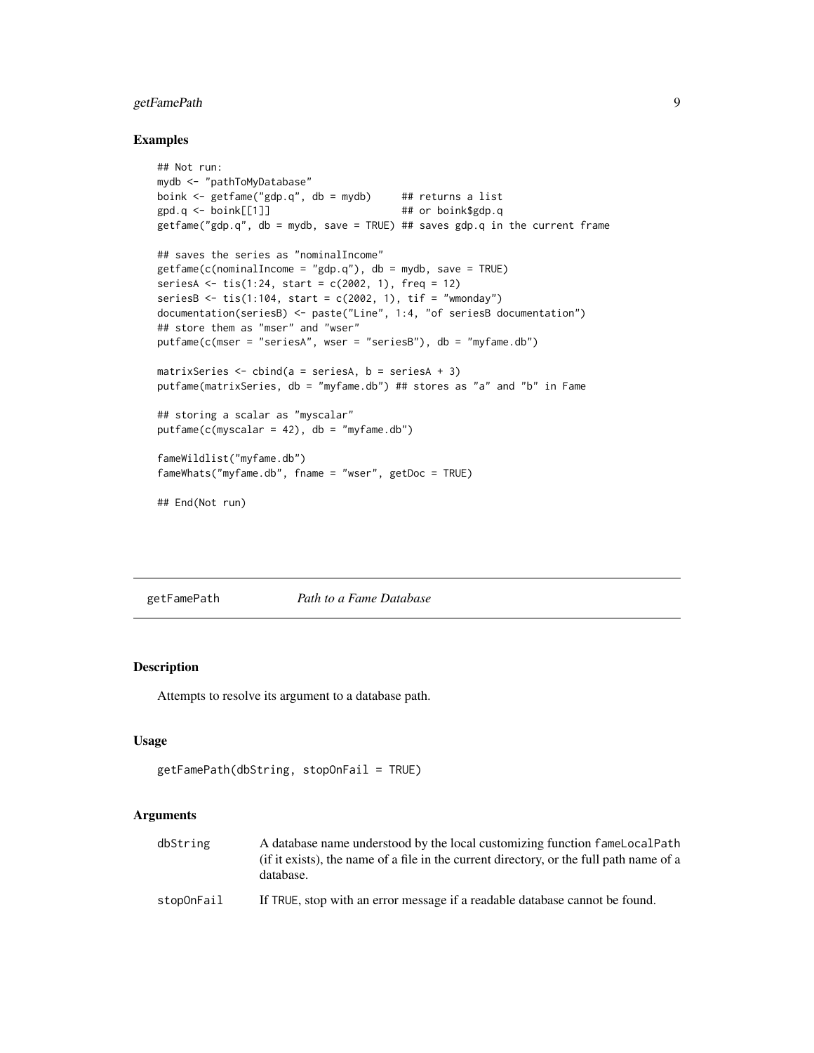### Examples

```
## Not run:
mydb <- "pathToMyDatabase"
boink <- getfame("gdp.q", db = mydb)     ## returns a list
gpd.q <- boink[[1]]                      ## or boink$gdp.q
getfame("gdp.q", db = mydb, save = TRUE) ## saves gdp.q in the current frame

## saves the series as "nominalIncome"
getfame(c(nominalIncome = "gdp.q"), db = mydb, save = TRUE)
seriesA <- tis(1:24, start = c(2002, 1), freq = 12)
seriesB <- tis(1:104, start = c(2002, 1), tif = "wmonday")
documentation(seriesB) <- paste("Line", 1:4, "of seriesB documentation")
## store them as "mser" and "wser"
putfame(c(mser = "seriesA", wser = "seriesB"), db = "myfame.db")

matrixSeries <- cbind(a = seriesA, b = seriesA + 3)
putfame(matrixSeries, db = "myfame.db") ## stores as "a" and "b" in Fame

## storing a scalar as "myscalar"
putfame(c(myscalar = 42), db = "myfame.db")

fameWildlist("myfame.db")
fameWhats("myfame.db", fname = "wser", getDoc = TRUE)

## End(Not run)
```

---

## getFamePath *Path to a Fame Database*

---

### Description

Attempts to resolve its argument to a database path.

### Usage

```
getFamePath(dbString, stopOnFail = TRUE)
```

### Arguments

| | |
|---|---|
| dbString | A database name understood by the local customizing function `fameLocalPath` (if it exists), the name of a file in the current directory, or the full path name of a database. |
| stopOnFail | If `TRUE`, stop with an error message if a readable database cannot be found. |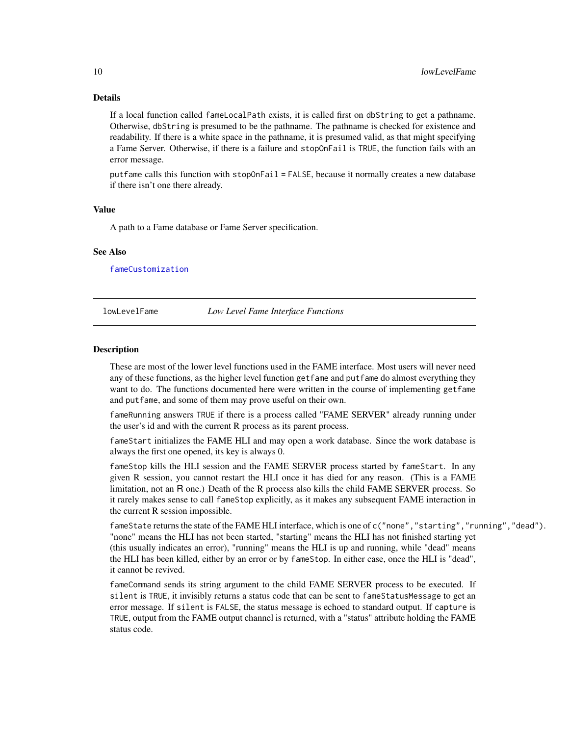### Details

If a local function called `fameLocalPath` exists, it is called first on `dbString` to get a pathname. Otherwise, `dbString` is presumed to be the pathname. The pathname is checked for existence and readability. If there is a white space in the pathname, it is presumed valid, as that might specifying a Fame Server. Otherwise, if there is a failure and `stopOnFail` is `TRUE`, the function fails with an error message.

`putfame` calls this function with `stopOnFail = FALSE`, because it normally creates a new database if there isn't one there already.

### Value

A path to a Fame database or Fame Server specification.

### See Also

`fameCustomization`

---

## lowLevelFame *Low Level Fame Interface Functions*

---

### Description

These are most of the lower level functions used in the FAME interface. Most users will never need any of these functions, as the higher level function `getfame` and `putfame` do almost everything they want to do. The functions documented here were written in the course of implementing `getfame` and `putfame`, and some of them may prove useful on their own.

`fameRunning` answers `TRUE` if there is a process called "FAME SERVER" already running under the user's id and with the current R process as its parent process.

`fameStart` initializes the FAME HLI and may open a work database. Since the work database is always the first one opened, its key is always 0.

`fameStop` kills the HLI session and the FAME SERVER process started by `fameStart`. In any given R session, you cannot restart the HLI once it has died for any reason. (This is a FAME limitation, not an R one.) Death of the R process also kills the child FAME SERVER process. So it rarely makes sense to call `fameStop` explicitly, as it makes any subsequent FAME interaction in the current R session impossible.

`fameState` returns the state of the FAME HLI interface, which is one of `c("none","starting","running","dead")`. "none" means the HLI has not been started, "starting" means the HLI has not finished starting yet (this usually indicates an error), "running" means the HLI is up and running, while "dead" means the HLI has been killed, either by an error or by `fameStop`. In either case, once the HLI is "dead", it cannot be revived.

`fameCommand` sends its string argument to the child FAME SERVER process to be executed. If `silent` is `TRUE`, it invisibly returns a status code that can be sent to `fameStatusMessage` to get an error message. If `silent` is `FALSE`, the status message is echoed to standard output. If `capture` is `TRUE`, output from the FAME output channel is returned, with a "status" attribute holding the FAME status code.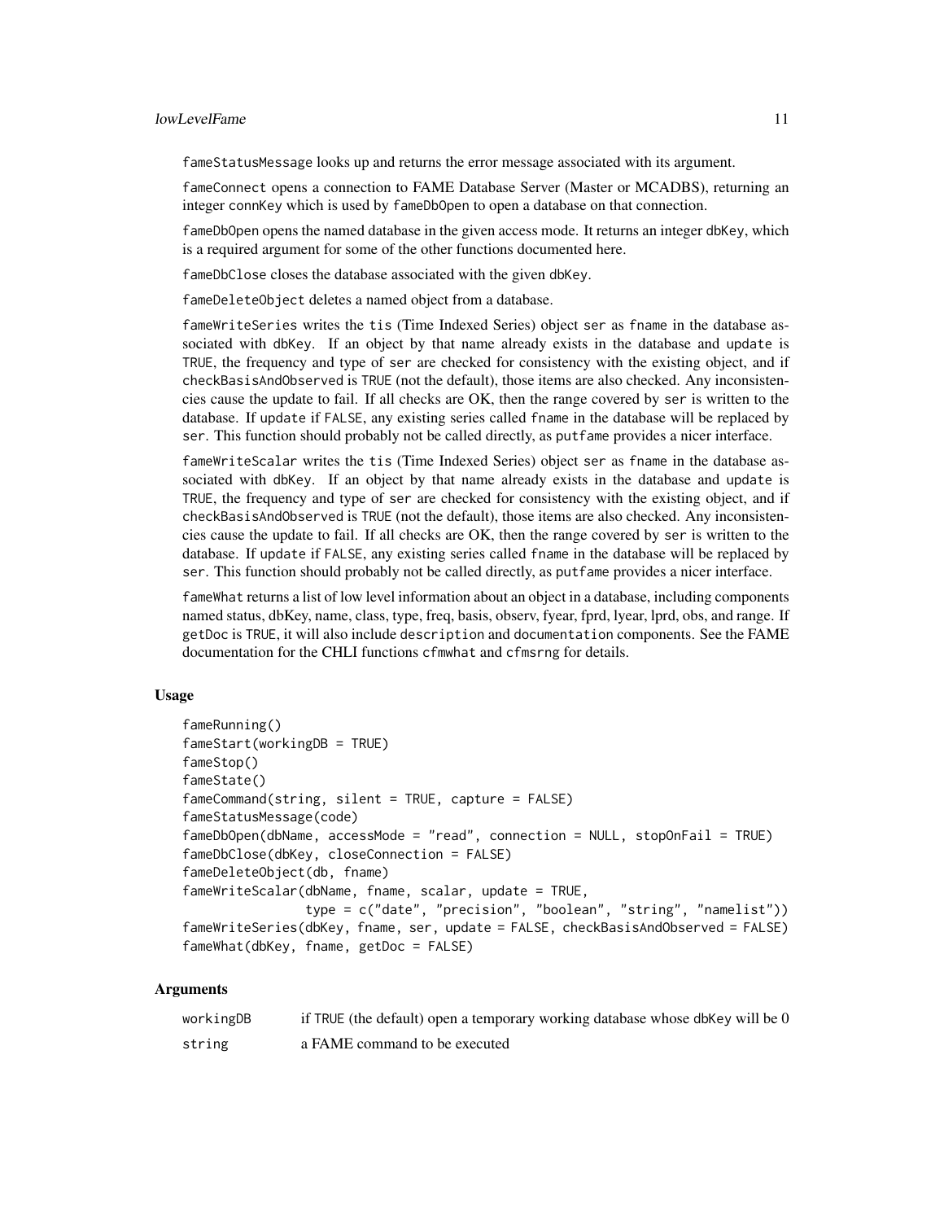fameStatusMessage looks up and returns the error message associated with its argument.

fameConnect opens a connection to FAME Database Server (Master or MCADBS), returning an integer connKey which is used by fameDbOpen to open a database on that connection.

fameDbOpen opens the named database in the given access mode. It returns an integer dbKey, which is a required argument for some of the other functions documented here.

fameDbClose closes the database associated with the given dbKey.

fameDeleteObject deletes a named object from a database.

fameWriteSeries writes the tis (Time Indexed Series) object ser as fname in the database associated with dbKey. If an object by that name already exists in the database and update is TRUE, the frequency and type of ser are checked for consistency with the existing object, and if checkBasisAndObserved is TRUE (not the default), those items are also checked. Any inconsistencies cause the update to fail. If all checks are OK, then the range covered by ser is written to the database. If update if FALSE, any existing series called fname in the database will be replaced by ser. This function should probably not be called directly, as putfame provides a nicer interface.

fameWriteScalar writes the tis (Time Indexed Series) object ser as fname in the database associated with dbKey. If an object by that name already exists in the database and update is TRUE, the frequency and type of ser are checked for consistency with the existing object, and if checkBasisAndObserved is TRUE (not the default), those items are also checked. Any inconsistencies cause the update to fail. If all checks are OK, then the range covered by ser is written to the database. If update if FALSE, any existing series called fname in the database will be replaced by ser. This function should probably not be called directly, as putfame provides a nicer interface.

fameWhat returns a list of low level information about an object in a database, including components named status, dbKey, name, class, type, freq, basis, observ, fyear, fprd, lyear, lprd, obs, and range. If getDoc is TRUE, it will also include description and documentation components. See the FAME documentation for the CHLI functions cfmwhat and cfmsrng for details.

### Usage

```
fameRunning()
fameStart(workingDB = TRUE)
fameStop()
fameState()
fameCommand(string, silent = TRUE, capture = FALSE)
fameStatusMessage(code)
fameDbOpen(dbName, accessMode = "read", connection = NULL, stopOnFail = TRUE)
fameDbClose(dbKey, closeConnection = FALSE)
fameDeleteObject(db, fname)
fameWriteScalar(dbName, fname, scalar, update = TRUE,
                type = c("date", "precision", "boolean", "string", "namelist"))
fameWriteSeries(dbKey, fname, ser, update = FALSE, checkBasisAndObserved = FALSE)
fameWhat(dbKey, fname, getDoc = FALSE)
```

### Arguments

| | |
|---|---|
| workingDB | if TRUE (the default) open a temporary working database whose dbKey will be 0 |
| string | a FAME command to be executed |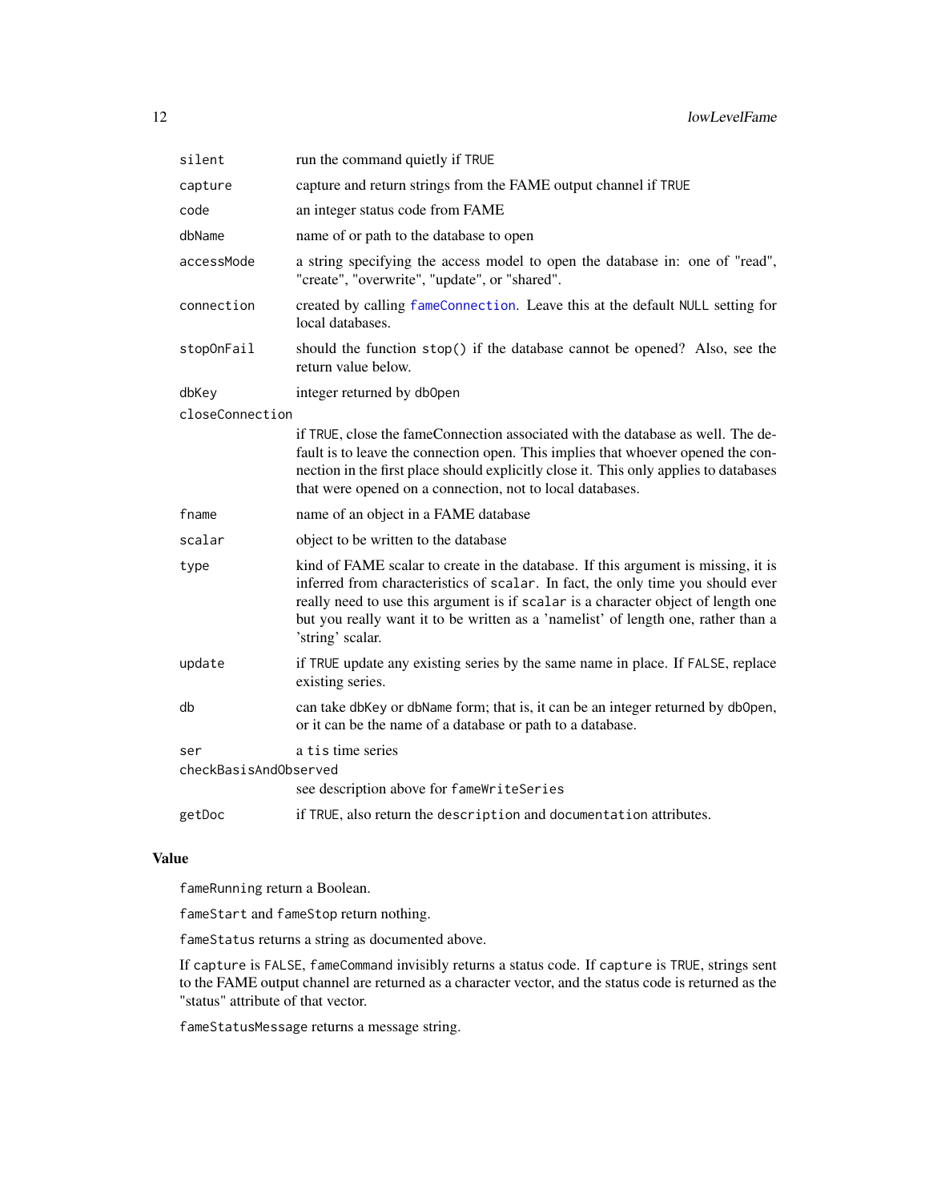| | |
|---|---|
| `silent` | run the command quietly if `TRUE` |
| `capture` | capture and return strings from the FAME output channel if `TRUE` |
| `code` | an integer status code from FAME |
| `dbName` | name of or path to the database to open |
| `accessMode` | a string specifying the access model to open the database in: one of "read", "create", "overwrite", "update", or "shared". |
| `connection` | created by calling `fameConnection`. Leave this at the default `NULL` setting for local databases. |
| `stopOnFail` | should the function `stop()` if the database cannot be opened? Also, see the return value below. |
| `dbKey` | integer returned by `dbOpen` |
| `closeConnection` | if `TRUE`, close the fameConnection associated with the database as well. The default is to leave the connection open. This implies that whoever opened the connection in the first place should explicitly close it. This only applies to databases that were opened on a connection, not to local databases. |
| `fname` | name of an object in a FAME database |
| `scalar` | object to be written to the database |
| `type` | kind of FAME scalar to create in the database. If this argument is missing, it is inferred from characteristics of `scalar`. In fact, the only time you should ever really need to use this argument is if `scalar` is a character object of length one but you really want it to be written as a 'namelist' of length one, rather than a 'string' scalar. |
| `update` | if `TRUE` update any existing series by the same name in place. If `FALSE`, replace existing series. |
| `db` | can take `dbKey` or `dbName` form; that is, it can be an integer returned by `dbOpen`, or it can be the name of a database or path to a database. |
| `ser` | a `tis` time series |
| `checkBasisAndObserved` | see description above for `fameWriteSeries` |
| `getDoc` | if `TRUE`, also return the `description` and `documentation` attributes. |

## Value

`fameRunning` return a Boolean.

`fameStart` and `fameStop` return nothing.

`fameStatus` returns a string as documented above.

If `capture` is `FALSE`, `fameCommand` invisibly returns a status code. If `capture` is `TRUE`, strings sent to the FAME output channel are returned as a character vector, and the status code is returned as the "status" attribute of that vector.

`fameStatusMessage` returns a message string.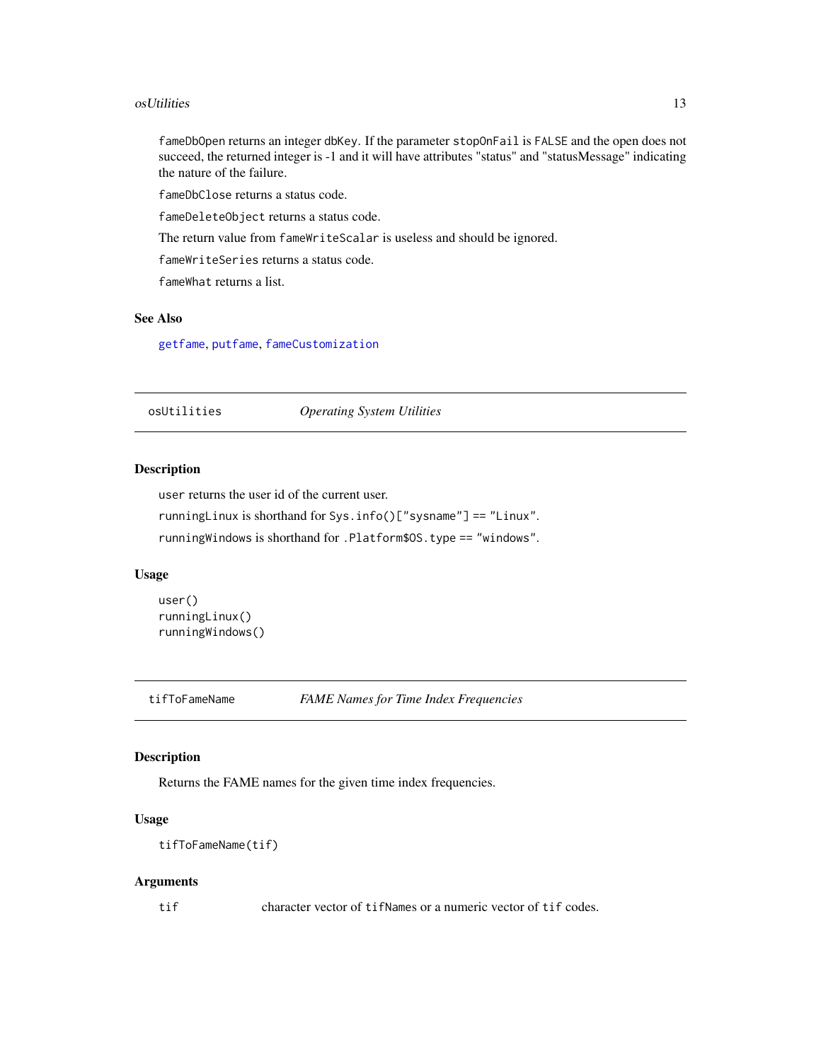fameDbOpen returns an integer dbKey. If the parameter stopOnFail is FALSE and the open does not succeed, the returned integer is -1 and it will have attributes "status" and "statusMessage" indicating the nature of the failure.

fameDbClose returns a status code.

fameDeleteObject returns a status code.

The return value from fameWriteScalar is useless and should be ignored.

fameWriteSeries returns a status code.

fameWhat returns a list.

### See Also

getfame, putfame, fameCustomization

---

## osUtilities — *Operating System Utilities*

### Description

user returns the user id of the current user.

runningLinux is shorthand for Sys.info()["sysname"] == "Linux".

runningWindows is shorthand for .Platform$OS.type == "windows".

### Usage

```
user()
runningLinux()
runningWindows()
```

---

## tifToFameName — *FAME Names for Time Index Frequencies*

### Description

Returns the FAME names for the given time index frequencies.

### Usage

```
tifToFameName(tif)
```

### Arguments

| | |
|---|---|
| tif | character vector of tifNames or a numeric vector of tif codes. |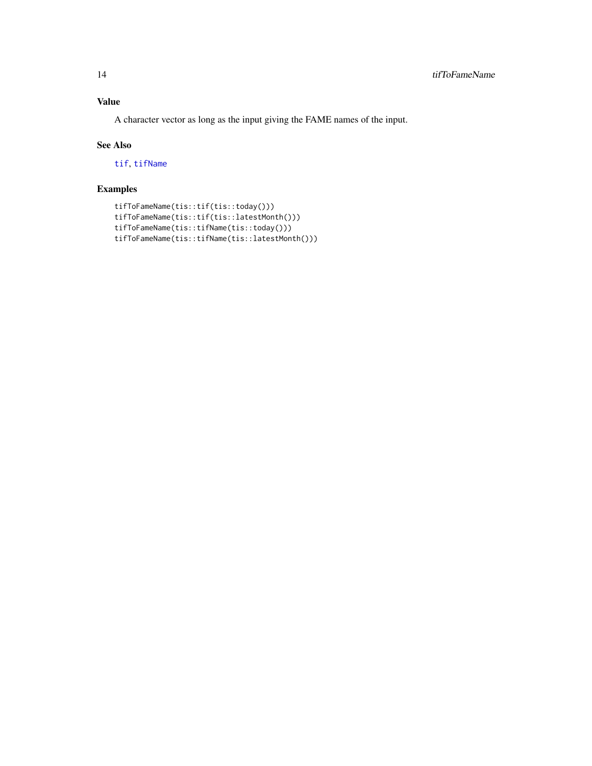## Value

A character vector as long as the input giving the FAME names of the input.

## See Also

tif, tifName

## Examples

```
tifToFameName(tis::tif(tis::today()))
tifToFameName(tis::tif(tis::latestMonth()))
tifToFameName(tis::tifName(tis::today()))
tifToFameName(tis::tifName(tis::latestMonth()))
```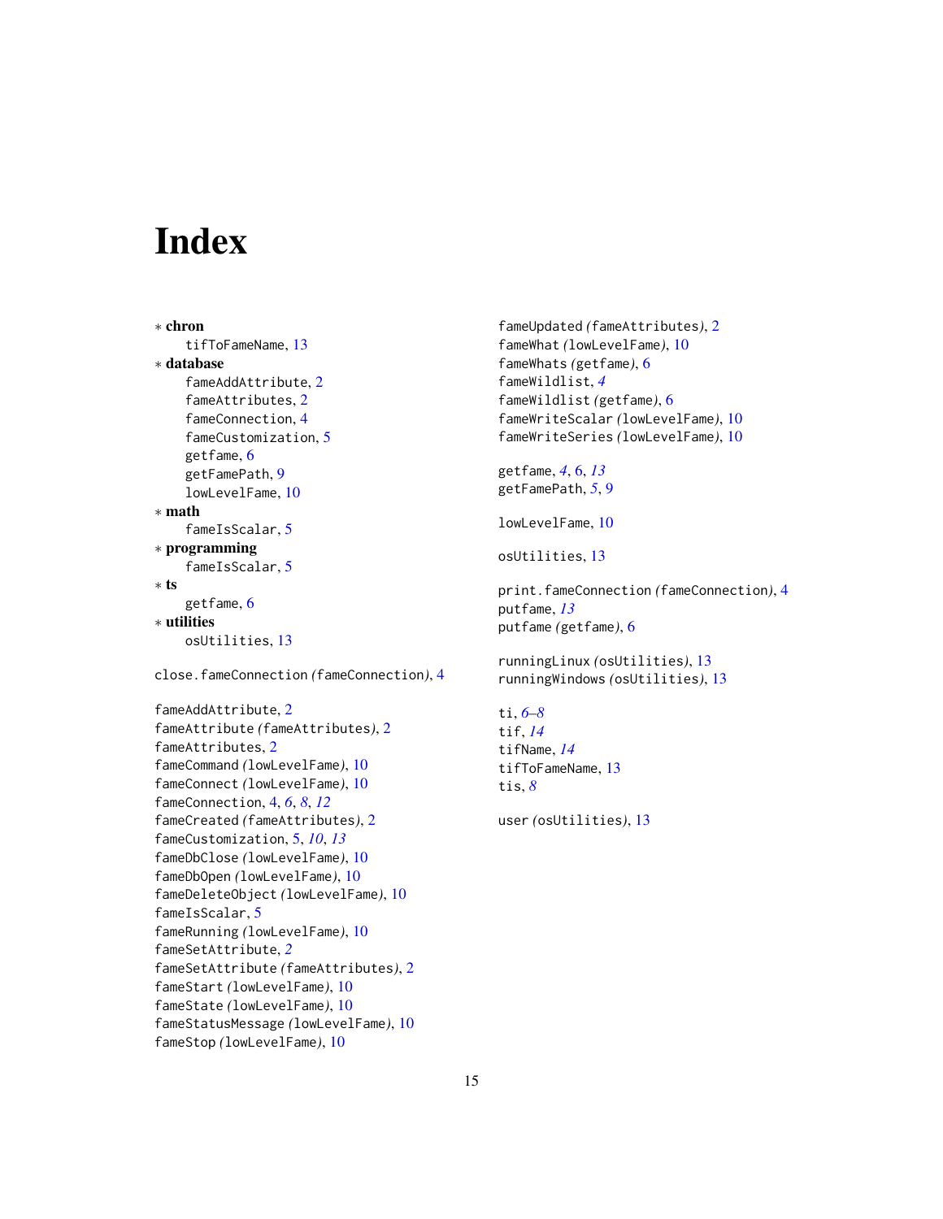# Index

∗ **chron**
  tifToFameName, 13

∗ **database**
  fameAddAttribute, 2
  fameAttributes, 2
  fameConnection, 4
  fameCustomization, 5
  getfame, 6
  getFamePath, 9
  lowLevelFame, 10

∗ **math**
  fameIsScalar, 5

∗ **programming**
  fameIsScalar, 5

∗ **ts**
  getfame, 6

∗ **utilities**
  osUtilities, 13

close.fameConnection *(*fameConnection*)*, 4

fameAddAttribute, 2
fameAttribute *(*fameAttributes*)*, 2
fameAttributes, 2
fameCommand *(*lowLevelFame*)*, 10
fameConnect *(*lowLevelFame*)*, 10
fameConnection, 4, *6*, *8*, *12*
fameCreated *(*fameAttributes*)*, 2
fameCustomization, 5, *10*, *13*
fameDbClose *(*lowLevelFame*)*, 10
fameDbOpen *(*lowLevelFame*)*, 10
fameDeleteObject *(*lowLevelFame*)*, 10
fameIsScalar, 5
fameRunning *(*lowLevelFame*)*, 10
fameSetAttribute, *2*
fameSetAttribute *(*fameAttributes*)*, 2
fameStart *(*lowLevelFame*)*, 10
fameState *(*lowLevelFame*)*, 10
fameStatusMessage *(*lowLevelFame*)*, 10
fameStop *(*lowLevelFame*)*, 10
fameUpdated *(*fameAttributes*)*, 2
fameWhat *(*lowLevelFame*)*, 10
fameWhats *(*getfame*)*, 6
fameWildlist, *4*
fameWildlist *(*getfame*)*, 6
fameWriteScalar *(*lowLevelFame*)*, 10
fameWriteSeries *(*lowLevelFame*)*, 10

getfame, *4*, 6, *13*
getFamePath, *5*, 9

lowLevelFame, 10

osUtilities, 13

print.fameConnection *(*fameConnection*)*, 4
putfame, *13*
putfame *(*getfame*)*, 6

runningLinux *(*osUtilities*)*, 13
runningWindows *(*osUtilities*)*, 13

ti, *6–8*
tif, *14*
tifName, *14*
tifToFameName, 13
tis, *8*

user *(*osUtilities*)*, 13